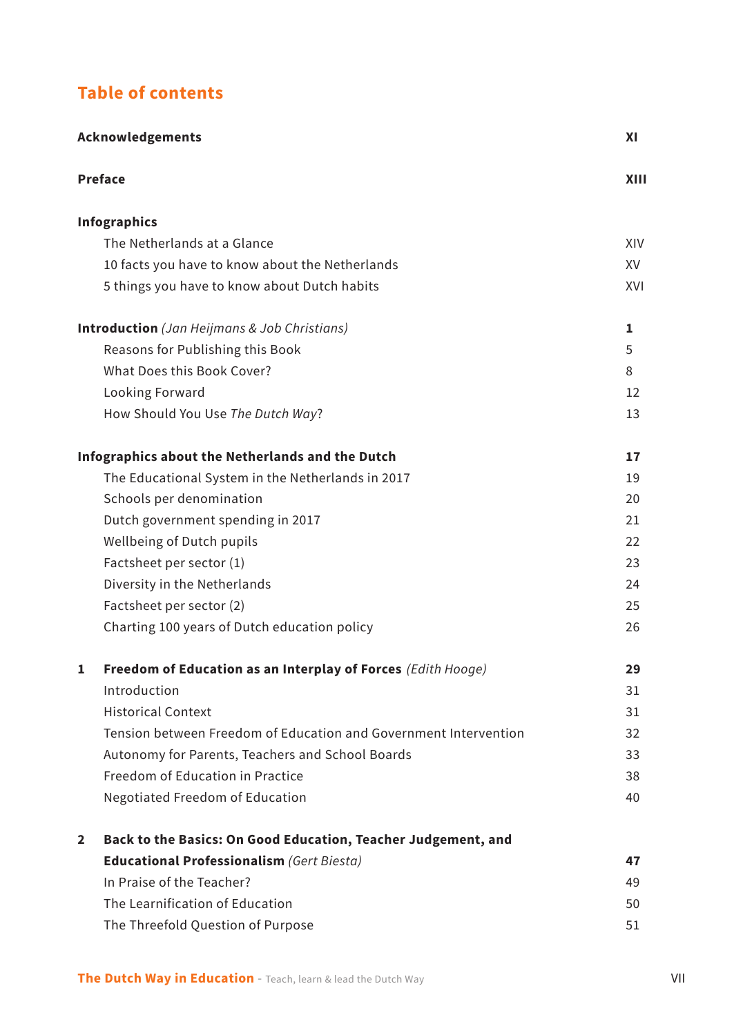## Table of contents

| | | |
|---|---|---|
| **Acknowledgements** | | **XI** |
| **Preface** | | **XIII** |
| **Infographics** | | |
| | The Netherlands at a Glance | XIV |
| | 10 facts you have to know about the Netherlands | XV |
| | 5 things you have to know about Dutch habits | XVI |
| **Introduction** *(Jan Heijmans & Job Christians)* | | **1** |
| | Reasons for Publishing this Book | 5 |
| | What Does this Book Cover? | 8 |
| | Looking Forward | 12 |
| | How Should You Use *The Dutch Way*? | 13 |
| **Infographics about the Netherlands and the Dutch** | | **17** |
| | The Educational System in the Netherlands in 2017 | 19 |
| | Schools per denomination | 20 |
| | Dutch government spending in 2017 | 21 |
| | Wellbeing of Dutch pupils | 22 |
| | Factsheet per sector (1) | 23 |
| | Diversity in the Netherlands | 24 |
| | Factsheet per sector (2) | 25 |
| | Charting 100 years of Dutch education policy | 26 |
| **1** | **Freedom of Education as an Interplay of Forces** *(Edith Hooge)* | **29** |
| | Introduction | 31 |
| | Historical Context | 31 |
| | Tension between Freedom of Education and Government Intervention | 32 |
| | Autonomy for Parents, Teachers and School Boards | 33 |
| | Freedom of Education in Practice | 38 |
| | Negotiated Freedom of Education | 40 |
| **2** | **Back to the Basics: On Good Education, Teacher Judgement, and Educational Professionalism** *(Gert Biesta)* | **47** |
| | In Praise of the Teacher? | 49 |
| | The Learnification of Education | 50 |
| | The Threefold Question of Purpose | 51 |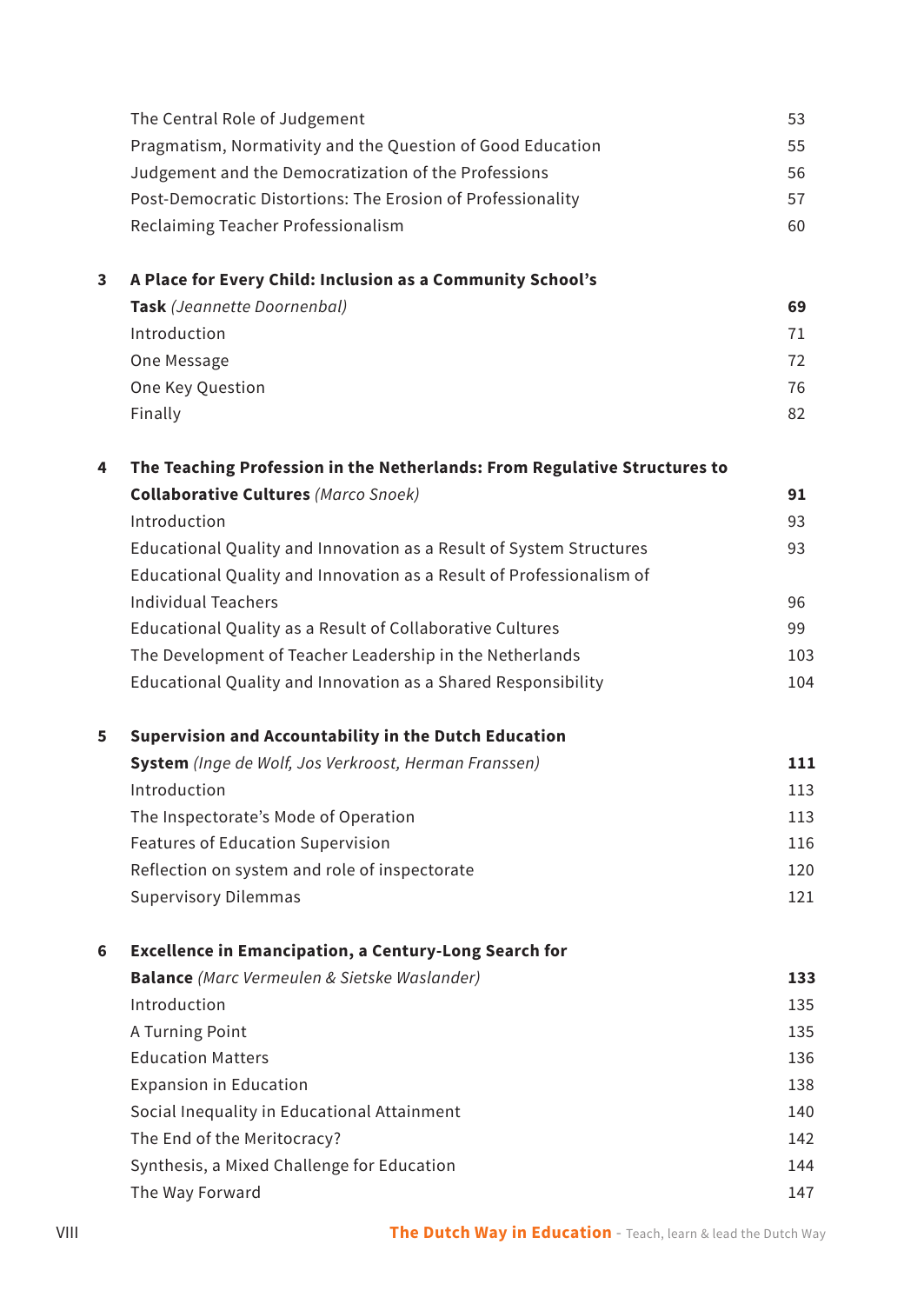| | | |
|---|---|---|
| | The Central Role of Judgement | 53 |
| | Pragmatism, Normativity and the Question of Good Education | 55 |
| | Judgement and the Democratization of the Professions | 56 |
| | Post-Democratic Distortions: The Erosion of Professionality | 57 |
| | Reclaiming Teacher Professionalism | 60 |
| **3** | **A Place for Every Child: Inclusion as a Community School's Task** *(Jeannette Doornenbal)* | **69** |
| | Introduction | 71 |
| | One Message | 72 |
| | One Key Question | 76 |
| | Finally | 82 |
| **4** | **The Teaching Profession in the Netherlands: From Regulative Structures to Collaborative Cultures** *(Marco Snoek)* | **91** |
| | Introduction | 93 |
| | Educational Quality and Innovation as a Result of System Structures | 93 |
| | Educational Quality and Innovation as a Result of Professionalism of Individual Teachers | 96 |
| | Educational Quality as a Result of Collaborative Cultures | 99 |
| | The Development of Teacher Leadership in the Netherlands | 103 |
| | Educational Quality and Innovation as a Shared Responsibility | 104 |
| **5** | **Supervision and Accountability in the Dutch Education System** *(Inge de Wolf, Jos Verkroost, Herman Franssen)* | **111** |
| | Introduction | 113 |
| | The Inspectorate's Mode of Operation | 113 |
| | Features of Education Supervision | 116 |
| | Reflection on system and role of inspectorate | 120 |
| | Supervisory Dilemmas | 121 |
| **6** | **Excellence in Emancipation, a Century-Long Search for Balance** *(Marc Vermeulen & Sietske Waslander)* | **133** |
| | Introduction | 135 |
| | A Turning Point | 135 |
| | Education Matters | 136 |
| | Expansion in Education | 138 |
| | Social Inequality in Educational Attainment | 140 |
| | The End of the Meritocracy? | 142 |
| | Synthesis, a Mixed Challenge for Education | 144 |
| | The Way Forward | 147 |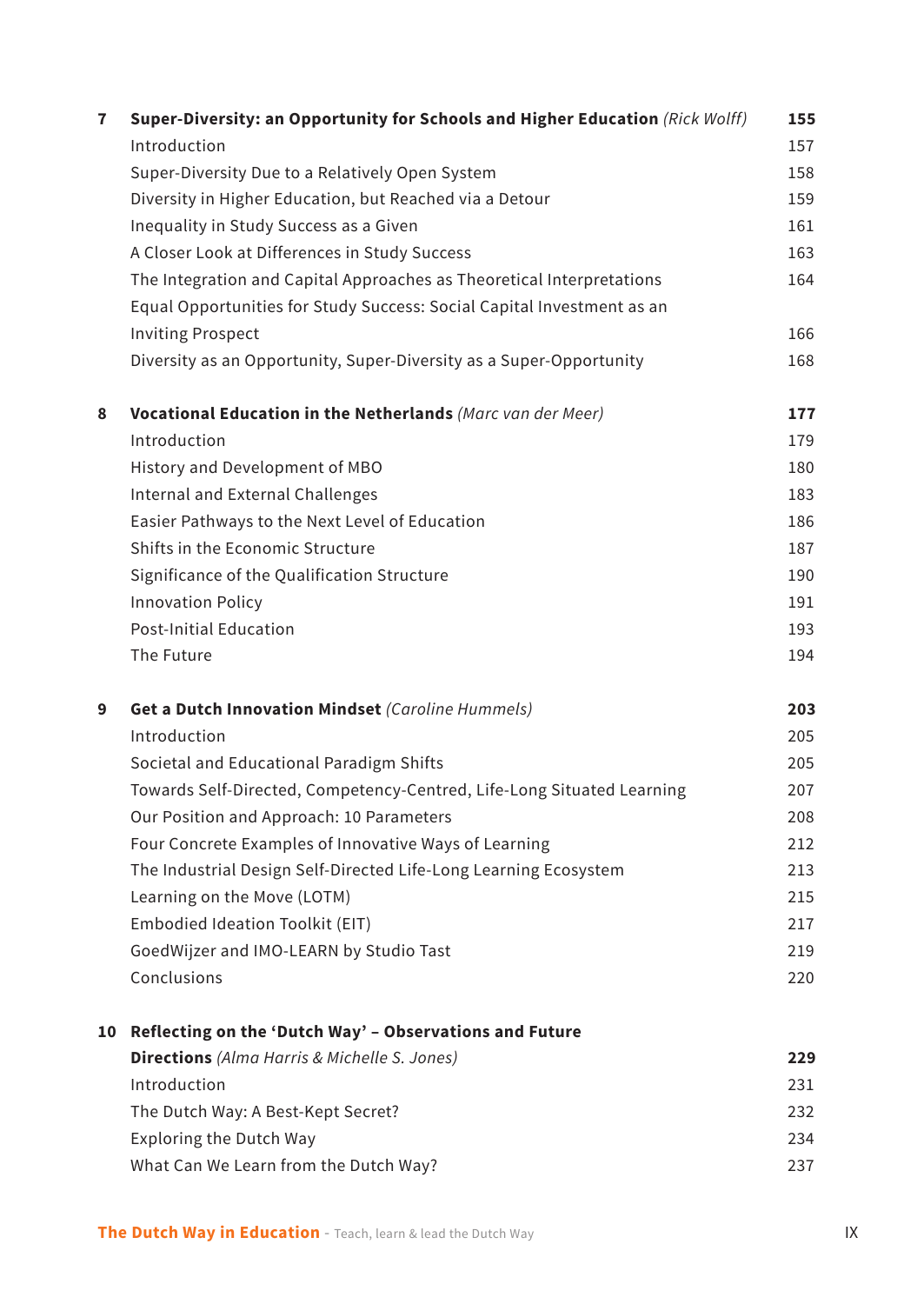| | | |
|---|---|---|
| **7** | **Super-Diversity: an Opportunity for Schools and Higher Education** *(Rick Wolff)* | **155** |
| | Introduction | 157 |
| | Super-Diversity Due to a Relatively Open System | 158 |
| | Diversity in Higher Education, but Reached via a Detour | 159 |
| | Inequality in Study Success as a Given | 161 |
| | A Closer Look at Differences in Study Success | 163 |
| | The Integration and Capital Approaches as Theoretical Interpretations | 164 |
| | Equal Opportunities for Study Success: Social Capital Investment as an Inviting Prospect | 166 |
| | Diversity as an Opportunity, Super-Diversity as a Super-Opportunity | 168 |
| **8** | **Vocational Education in the Netherlands** *(Marc van der Meer)* | **177** |
| | Introduction | 179 |
| | History and Development of MBO | 180 |
| | Internal and External Challenges | 183 |
| | Easier Pathways to the Next Level of Education | 186 |
| | Shifts in the Economic Structure | 187 |
| | Significance of the Qualification Structure | 190 |
| | Innovation Policy | 191 |
| | Post-Initial Education | 193 |
| | The Future | 194 |
| **9** | **Get a Dutch Innovation Mindset** *(Caroline Hummels)* | **203** |
| | Introduction | 205 |
| | Societal and Educational Paradigm Shifts | 205 |
| | Towards Self-Directed, Competency-Centred, Life-Long Situated Learning | 207 |
| | Our Position and Approach: 10 Parameters | 208 |
| | Four Concrete Examples of Innovative Ways of Learning | 212 |
| | The Industrial Design Self-Directed Life-Long Learning Ecosystem | 213 |
| | Learning on the Move (LOTM) | 215 |
| | Embodied Ideation Toolkit (EIT) | 217 |
| | GoedWijzer and IMO-LEARN by Studio Tast | 219 |
| | Conclusions | 220 |
| **10** | **Reflecting on the 'Dutch Way' – Observations and Future Directions** *(Alma Harris & Michelle S. Jones)* | **229** |
| | Introduction | 231 |
| | The Dutch Way: A Best-Kept Secret? | 232 |
| | Exploring the Dutch Way | 234 |
| | What Can We Learn from the Dutch Way? | 237 |